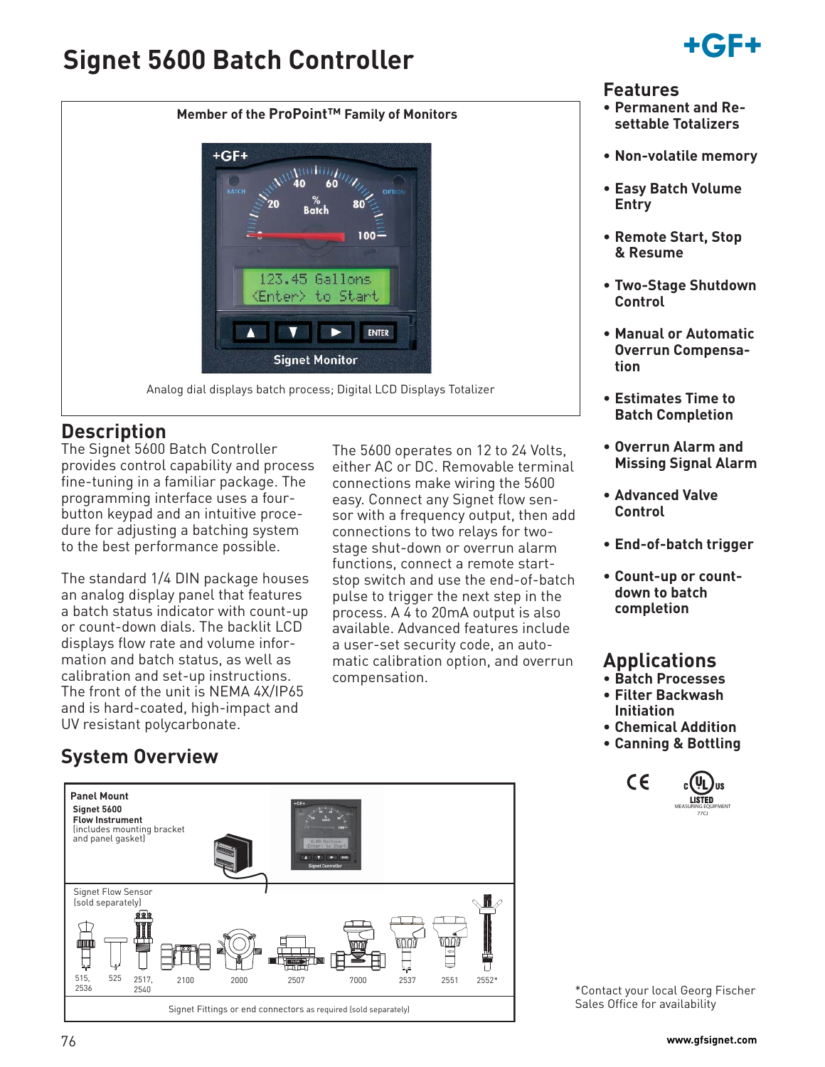# Signet 5600 Batch Controller

Member of the ProPoint™ Family of Monitors

Analog dial displays batch process; Digital LCD Displays Totalizer

## Description

The Signet 5600 Batch Controller provides control capability and process fine-tuning in a familiar package. The programming interface uses a four-button keypad and an intuitive procedure for adjusting a batching system to the best performance possible.

The standard 1/4 DIN package houses an analog display panel that features a batch status indicator with count-up or count-down dials. The backlit LCD displays flow rate and volume information and batch status, as well as calibration and set-up instructions. The front of the unit is NEMA 4X/IP65 and is hard-coated, high-impact and UV resistant polycarbonate.

The 5600 operates on 12 to 24 Volts, either AC or DC. Removable terminal connections make wiring the 5600 easy. Connect any Signet flow sensor with a frequency output, then add connections to two relays for two-stage shut-down or overrun alarm functions, connect a remote start-stop switch and use the end-of-batch pulse to trigger the next step in the process. A 4 to 20mA output is also available. Advanced features include a user-set security code, an automatic calibration option, and overrun compensation.

## Features

- Permanent and Re-settable Totalizers
- Non-volatile memory
- Easy Batch Volume Entry
- Remote Start, Stop & Resume
- Two-Stage Shutdown Control
- Manual or Automatic Overrun Compensation
- Estimates Time to Batch Completion
- Overrun Alarm and Missing Signal Alarm
- Advanced Valve Control
- End-of-batch trigger
- Count-up or count-down to batch completion

## Applications

- Batch Processes
- Filter Backwash Initiation
- Chemical Addition
- Canning & Bottling

## System Overview

**Panel Mount**
**Signet 5600 Flow Instrument**
(includes mounting bracket and panel gasket)

Signet Flow Sensor (sold separately)

515, 2536 | 525 | 2517, 2540 | 2100 | 2000 | 2507 | 7000 | 2537 | 2551 | 2552*

Signet Fittings or end connectors as required (sold separately)

*Contact your local Georg Fischer Sales Office for availability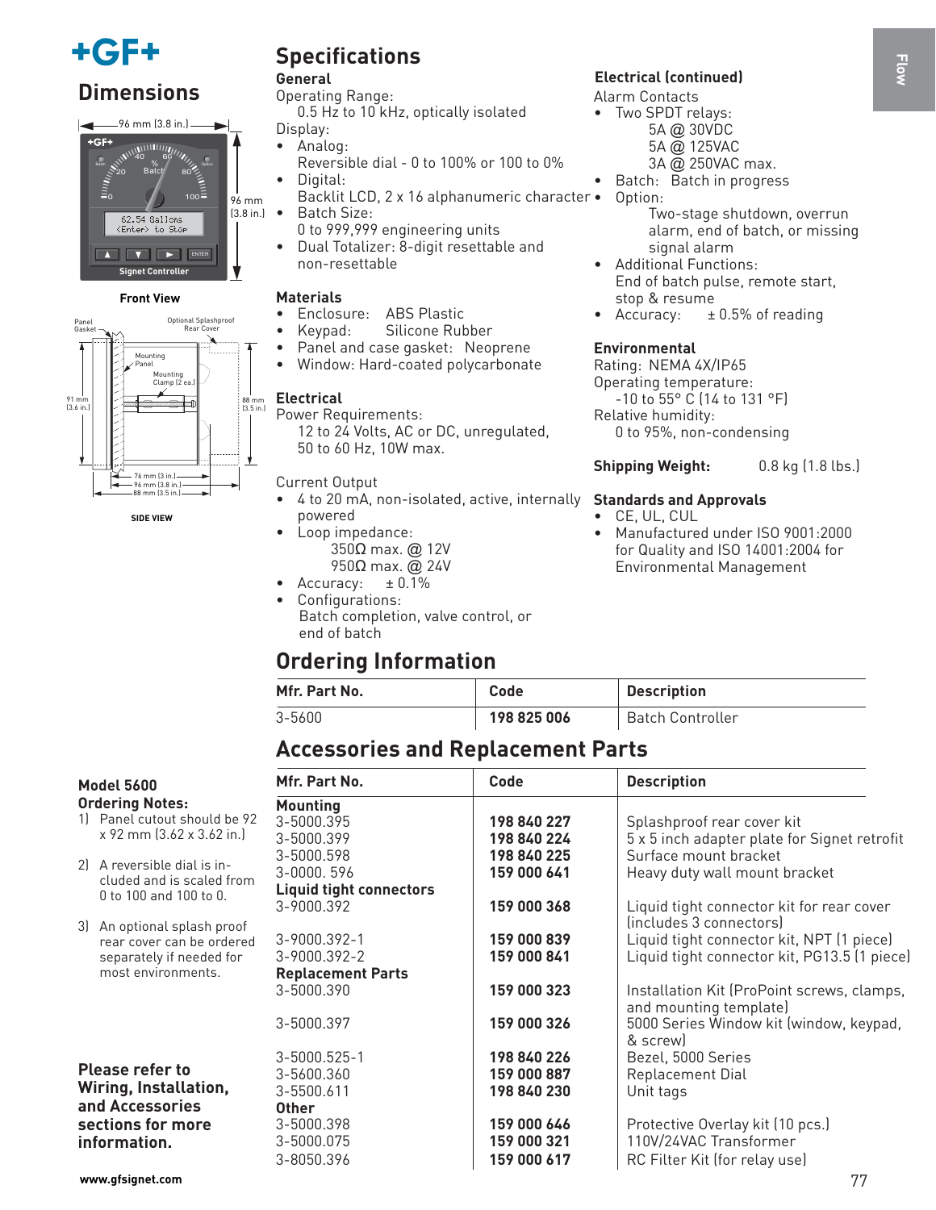## Dimensions

96 mm (3.8 in.)

96 mm (3.8 in.)

Front View

Panel Gasket

Optional Splashproof Rear Cover

Mounting Panel

Mounting Clamp (2 ea.)

91 mm (3.6 in.)

88 mm (3.5 in.)

76 mm (3 in.)

96 mm (3.8 in.)

88 mm (3.5 in.)

SIDE VIEW

### Model 5600

**Ordering Notes:**

1) Panel cutout should be 92 x 92 mm (3.62 x 3.62 in.)

2) A reversible dial is included and is scaled from 0 to 100 and 100 to 0.

3) An optional splash proof rear cover can be ordered separately if needed for most environments.

**Please refer to Wiring, Installation, and Accessories sections for more information.**

www.gfsignet.com

## Specifications

### General

Operating Range:
0.5 Hz to 10 kHz, optically isolated

Display:

- Analog:
  Reversible dial - 0 to 100% or 100 to 0%
- Digital:
  Backlit LCD, 2 x 16 alphanumeric character
- Batch Size:
  0 to 999,999 engineering units
- Dual Totalizer: 8-digit resettable and non-resettable

### Materials

- Enclosure: ABS Plastic
- Keypad: Silicone Rubber
- Panel and case gasket: Neoprene
- Window: Hard-coated polycarbonate

### Electrical

Power Requirements:
12 to 24 Volts, AC or DC, unregulated, 50 to 60 Hz, 10W max.

Current Output

- 4 to 20 mA, non-isolated, active, internally powered
- Loop impedance:
  350Ω max. @ 12V
  950Ω max. @ 24V
- Accuracy: ± 0.1%
- Configurations:
  Batch completion, valve control, or end of batch

### Electrical (continued)

Alarm Contacts

- Two SPDT relays:
  5A @ 30VDC
  5A @ 125VAC
  3A @ 250VAC max.
- Batch: Batch in progress
- Option:
  Two-stage shutdown, overrun alarm, end of batch, or missing signal alarm
- Additional Functions:
  End of batch pulse, remote start, stop & resume
- Accuracy: ± 0.5% of reading

### Environmental

Rating: NEMA 4X/IP65

Operating temperature:
-10 to 55° C (14 to 131 °F)

Relative humidity:
0 to 95%, non-condensing

**Shipping Weight:** 0.8 kg (1.8 lbs.)

### Standards and Approvals

- CE, UL, CUL
- Manufactured under ISO 9001:2000 for Quality and ISO 14001:2004 for Environmental Management

## Ordering Information

| Mfr. Part No. | Code | Description |
|---|---|---|
| 3-5600 | **198 825 006** | Batch Controller |

## Accessories and Replacement Parts

| Mfr. Part No. | Code | Description |
|---|---|---|
| **Mounting** | | |
| 3-5000.395 | **198 840 227** | Splashproof rear cover kit |
| 3-5000.399 | **198 840 224** | 5 x 5 inch adapter plate for Signet retrofit |
| 3-5000.598 | **198 840 225** | Surface mount bracket |
| 3-0000. 596 | **159 000 641** | Heavy duty wall mount bracket |
| **Liquid tight connectors** | | |
| 3-9000.392 | **159 000 368** | Liquid tight connector kit for rear cover (includes 3 connectors) |
| 3-9000.392-1 | **159 000 839** | Liquid tight connector kit, NPT (1 piece) |
| 3-9000.392-2 | **159 000 841** | Liquid tight connector kit, PG13.5 (1 piece) |
| **Replacement Parts** | | |
| 3-5000.390 | **159 000 323** | Installation Kit (ProPoint screws, clamps, and mounting template) |
| 3-5000.397 | **159 000 326** | 5000 Series Window kit (window, keypad, & screw) |
| 3-5000.525-1 | **198 840 226** | Bezel, 5000 Series |
| 3-5600.360 | **159 000 887** | Replacement Dial |
| 3-5500.611 | **198 840 230** | Unit tags |
| **Other** | | |
| 3-5000.398 | **159 000 646** | Protective Overlay kit (10 pcs.) |
| 3-5000.075 | **159 000 321** | 110V/24VAC Transformer |
| 3-8050.396 | **159 000 617** | RC Filter Kit (for relay use) |